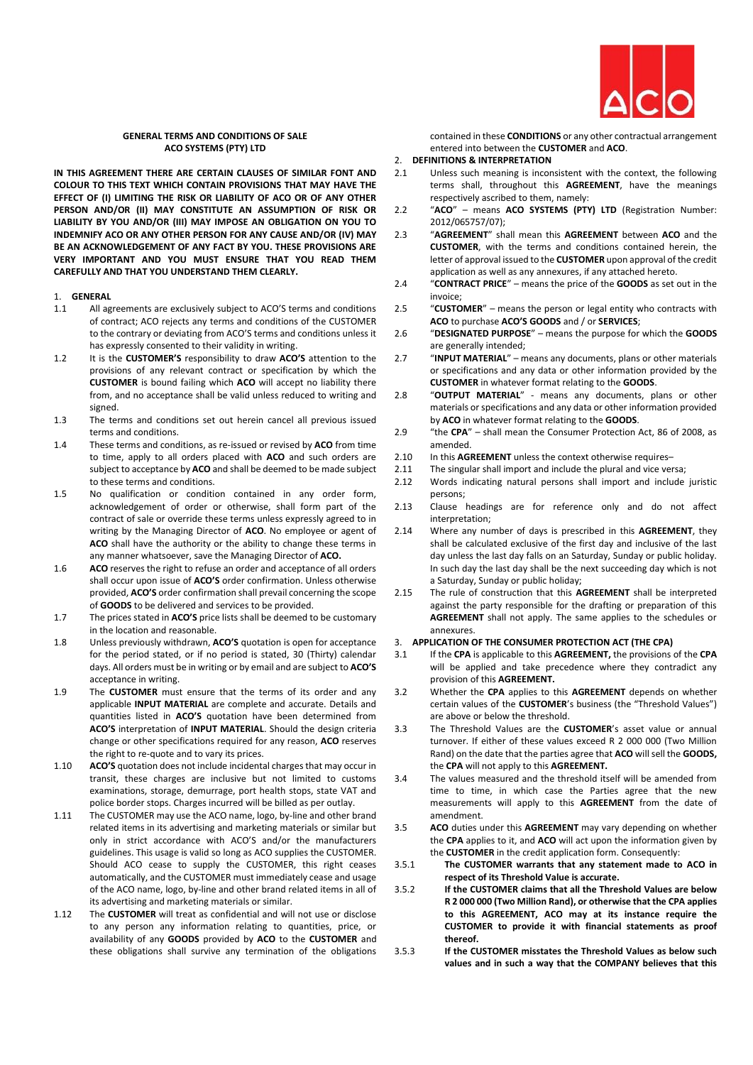# GENERAL TERMS AND CONDITIONS OF SALE
## ACO SYSTEMS (PTY) LTD

**IN THIS AGREEMENT THERE ARE CERTAIN CLAUSES OF SIMILAR FONT AND COLOUR TO THIS TEXT WHICH CONTAIN PROVISIONS THAT MAY HAVE THE EFFECT OF (I) LIMITING THE RISK OR LIABILITY OF ACO OR OF ANY OTHER PERSON AND/OR (II) MAY CONSTITUTE AN ASSUMPTION OF RISK OR LIABILITY BY YOU AND/OR (III) MAY IMPOSE AN OBLIGATION ON YOU TO INDEMNIFY ACO OR ANY OTHER PERSON FOR ANY CAUSE AND/OR (IV) MAY BE AN ACKNOWLEDGEMENT OF ANY FACT BY YOU. THESE PROVISIONS ARE VERY IMPORTANT AND YOU MUST ENSURE THAT YOU READ THEM CAREFULLY AND THAT YOU UNDERSTAND THEM CLEARLY.**

1. **GENERAL**

1.1 All agreements are exclusively subject to ACO'S terms and conditions of contract; ACO rejects any terms and conditions of the CUSTOMER to the contrary or deviating from ACO'S terms and conditions unless it has expressly consented to their validity in writing.

1.2 It is the **CUSTOMER'S** responsibility to draw **ACO'S** attention to the provisions of any relevant contract or specification by which the **CUSTOMER** is bound failing which **ACO** will accept no liability there from, and no acceptance shall be valid unless reduced to writing and signed.

1.3 The terms and conditions set out herein cancel all previous issued terms and conditions.

1.4 These terms and conditions, as re-issued or revised by **ACO** from time to time, apply to all orders placed with **ACO** and such orders are subject to acceptance by **ACO** and shall be deemed to be made subject to these terms and conditions.

1.5 No qualification or condition contained in any order form, acknowledgement of order or otherwise, shall form part of the contract of sale or override these terms unless expressly agreed to in writing by the Managing Director of **ACO**. No employee or agent of **ACO** shall have the authority or the ability to change these terms in any manner whatsoever, save the Managing Director of **ACO.**

1.6 **ACO** reserves the right to refuse an order and acceptance of all orders shall occur upon issue of **ACO'S** order confirmation. Unless otherwise provided, **ACO'S** order confirmation shall prevail concerning the scope of **GOODS** to be delivered and services to be provided.

1.7 The prices stated in **ACO'S** price lists shall be deemed to be customary in the location and reasonable.

1.8 Unless previously withdrawn, **ACO'S** quotation is open for acceptance for the period stated, or if no period is stated, 30 (Thirty) calendar days. All orders must be in writing or by email and are subject to **ACO'S** acceptance in writing.

1.9 The **CUSTOMER** must ensure that the terms of its order and any applicable **INPUT MATERIAL** are complete and accurate. Details and quantities listed in **ACO'S** quotation have been determined from **ACO'S** interpretation of **INPUT MATERIAL**. Should the design criteria change or other specifications required for any reason, **ACO** reserves the right to re-quote and to vary its prices.

1.10 **ACO'S** quotation does not include incidental charges that may occur in transit, these charges are inclusive but not limited to customs examinations, storage, demurrage, port health stops, state VAT and police border stops. Charges incurred will be billed as per outlay.

1.11 The CUSTOMER may use the ACO name, logo, by-line and other brand related items in its advertising and marketing materials or similar but only in strict accordance with ACO'S and/or the manufacturers guidelines. This usage is valid so long as ACO supplies the CUSTOMER. Should ACO cease to supply the CUSTOMER, this right ceases automatically, and the CUSTOMER must immediately cease and usage of the ACO name, logo, by-line and other brand related items in all of its advertising and marketing materials or similar.

1.12 The **CUSTOMER** will treat as confidential and will not use or disclose to any person any information relating to quantities, price, or availability of any **GOODS** provided by **ACO** to the **CUSTOMER** and these obligations shall survive any termination of the obligations contained in these **CONDITIONS** or any other contractual arrangement entered into between the **CUSTOMER** and **ACO**.

2. **DEFINITIONS & INTERPRETATION**

2.1 Unless such meaning is inconsistent with the context, the following terms shall, throughout this **AGREEMENT**, have the meanings respectively ascribed to them, namely:

2.2 "**ACO**" – means **ACO SYSTEMS (PTY) LTD** (Registration Number: 2012/065757/07);

2.3 "**AGREEMENT**" shall mean this **AGREEMENT** between **ACO** and the **CUSTOMER**, with the terms and conditions contained herein, the letter of approval issued to the **CUSTOMER** upon approval of the credit application as well as any annexures, if any attached hereto.

2.4 "**CONTRACT PRICE**" – means the price of the **GOODS** as set out in the invoice;

2.5 "**CUSTOMER**" – means the person or legal entity who contracts with **ACO** to purchase **ACO'S GOODS** and / or **SERVICES**;

2.6 "**DESIGNATED PURPOSE**" – means the purpose for which the **GOODS** are generally intended;

2.7 "**INPUT MATERIAL**" – means any documents, plans or other materials or specifications and any data or other information provided by the **CUSTOMER** in whatever format relating to the **GOODS**.

2.8 "**OUTPUT MATERIAL**" - means any documents, plans or other materials or specifications and any data or other information provided by **ACO** in whatever format relating to the **GOODS**.

2.9 "the **CPA**" – shall mean the Consumer Protection Act, 86 of 2008, as amended.

2.10 In this **AGREEMENT** unless the context otherwise requires–

2.11 The singular shall import and include the plural and vice versa;

2.12 Words indicating natural persons shall import and include juristic persons;

2.13 Clause headings are for reference only and do not affect interpretation;

2.14 Where any number of days is prescribed in this **AGREEMENT**, they shall be calculated exclusive of the first day and inclusive of the last day unless the last day falls on an Saturday, Sunday or public holiday. In such day the last day shall be the next succeeding day which is not a Saturday, Sunday or public holiday;

2.15 The rule of construction that this **AGREEMENT** shall be interpreted against the party responsible for the drafting or preparation of this **AGREEMENT** shall not apply. The same applies to the schedules or annexures.

3. **APPLICATION OF THE CONSUMER PROTECTION ACT (THE CPA)**

3.1 If the **CPA** is applicable to this **AGREEMENT,** the provisions of the **CPA** will be applied and take precedence where they contradict any provision of this **AGREEMENT.**

3.2 Whether the **CPA** applies to this **AGREEMENT** depends on whether certain values of the **CUSTOMER**'s business (the "Threshold Values") are above or below the threshold.

3.3 The Threshold Values are the **CUSTOMER**'s asset value or annual turnover. If either of these values exceed R 2 000 000 (Two Million Rand) on the date that the parties agree that **ACO** will sell the **GOODS,** the **CPA** will not apply to this **AGREEMENT.**

3.4 The values measured and the threshold itself will be amended from time to time, in which case the Parties agree that the new measurements will apply to this **AGREEMENT** from the date of amendment.

3.5 **ACO** duties under this **AGREEMENT** may vary depending on whether the **CPA** applies to it, and **ACO** will act upon the information given by the **CUSTOMER** in the credit application form. Consequently:

3.5.1 **The CUSTOMER warrants that any statement made to ACO in respect of its Threshold Value is accurate.**

3.5.2 **If the CUSTOMER claims that all the Threshold Values are below R 2 000 000 (Two Million Rand), or otherwise that the CPA applies to this AGREEMENT, ACO may at its instance require the CUSTOMER to provide it with financial statements as proof thereof.**

3.5.3 **If the CUSTOMER misstates the Threshold Values as below such values and in such a way that the COMPANY believes that this**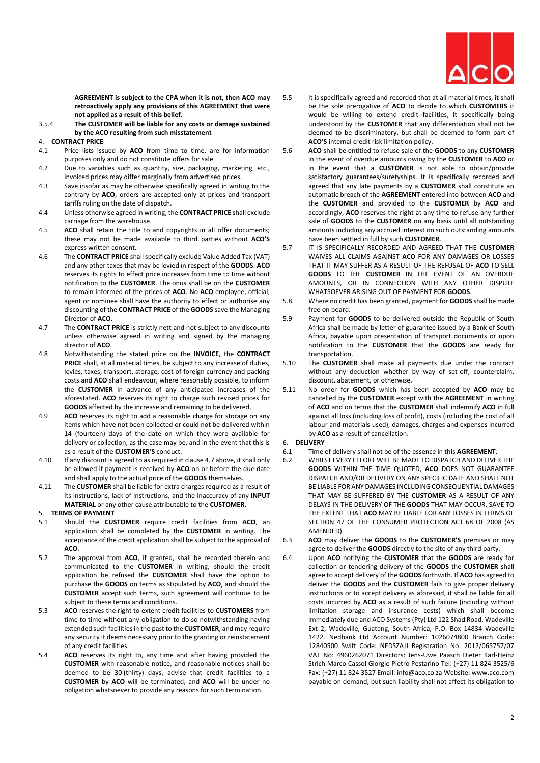**AGREEMENT is subject to the CPA when it is not, then ACO may retroactively apply any provisions of this AGREEMENT that were not applied as a result of this belief.**

3.5.4 **The CUSTOMER will be liable for any costs or damage sustained by the ACO resulting from such misstatement**

## 4. CONTRACT PRICE

4.1 Price lists issued by **ACO** from time to time, are for information purposes only and do not constitute offers for sale.

4.2 Due to variables such as quantity, size, packaging, marketing, etc., invoiced prices may differ marginally from advertised prices.

4.3 Save insofar as may be otherwise specifically agreed in writing to the contrary by **ACO**, orders are accepted only at prices and transport tariffs ruling on the date of dispatch.

4.4 Unless otherwise agreed in writing, the **CONTRACT PRICE** shall exclude carriage from the warehouse.

4.5 **ACO** shall retain the title to and copyrights in all offer documents; these may not be made available to third parties without **ACO'S** express written consent.

4.6 The **CONTRACT PRICE** shall specifically exclude Value Added Tax (VAT) and any other taxes that may be levied in respect of the **GOODS**. **ACO** reserves its rights to effect price increases from time to time without notification to the **CUSTOMER**. The onus shall be on the **CUSTOMER** to remain informed of the prices of **ACO**. No **ACO** employee, official, agent or nominee shall have the authority to effect or authorise any discounting of the **CONTRACT PRICE** of the **GOODS** save the Managing Director of **ACO**.

4.7 The **CONTRACT PRICE** is strictly nett and not subject to any discounts unless otherwise agreed in writing and signed by the managing director of **ACO**.

4.8 Notwithstanding the stated price on the **INVOICE**, the **CONTRACT PRICE** shall, at all material times, be subject to any increase of duties, levies, taxes, transport, storage, cost of foreign currency and packing costs and **ACO** shall endeavour, where reasonably possible, to inform the **CUSTOMER** in advance of any anticipated increases of the aforestated. **ACO** reserves its right to charge such revised prices for **GOODS** affected by the increase and remaining to be delivered.

4.9 **ACO** reserves its right to add a reasonable charge for storage on any items which have not been collected or could not be delivered within 14 (fourteen) days of the date on which they were available for delivery or collection, as the case may be, and in the event that this is as a result of the **CUSTOMER'S** conduct.

4.10 If any discount is agreed to as required in clause 4.7 above, it shall only be allowed if payment is received by **ACO** on or before the due date and shall apply to the actual price of the **GOODS** themselves.

4.11 The **CUSTOMER** shall be liable for extra charges required as a result of its instructions, lack of instructions, and the inaccuracy of any **INPUT MATERIAL** or any other cause attributable to the **CUSTOMER**.

## 5. TERMS OF PAYMENT

5.1 Should the **CUSTOMER** require credit facilities from **ACO**, an application shall be completed by the **CUSTOMER** in writing. The acceptance of the credit application shall be subject to the approval of **ACO**.

5.2 The approval from **ACO**, if granted, shall be recorded therein and communicated to the **CUSTOMER** in writing, should the credit application be refused the **CUSTOMER** shall have the option to purchase the **GOODS** on terms as stipulated by **ACO**, and should the **CUSTOMER** accept such terms, such agreement will continue to be subject to these terms and conditions.

5.3 **ACO** reserves the right to extent credit facilities to **CUSTOMERS** from time to time without any obligation to do so notwithstanding having extended such facilities in the past to the **CUSTOMER**, and may require any security it deems necessary prior to the granting or reinstatement of any credit facilities.

5.4 **ACO** reserves its right to, any time and after having provided the **CUSTOMER** with reasonable notice, and reasonable notices shall be deemed to be 30 (thirty) days, advise that credit facilities to a **CUSTOMER** by **ACO** will be terminated, and **ACO** will be under no obligation whatsoever to provide any reasons for such termination.

5.5 It is specifically agreed and recorded that at all material times, it shall be the sole prerogative of **ACO** to decide to which **CUSTOMERS** it would be willing to extend credit facilities, it specifically being understood by the **CUSTOMER** that any differentiation shall not be deemed to be discriminatory, but shall be deemed to form part of **ACO'S** internal credit risk limitation policy.

5.6 **ACO** shall be entitled to refuse sale of the **GOODS** to any **CUSTOMER** in the event of overdue amounts owing by the **CUSTOMER** to **ACO** or in the event that a **CUSTOMER** is not able to obtain/provide satisfactory guarantees/suretyships. It is specifically recorded and agreed that any late payments by a **CUSTOMER** shall constitute an automatic breach of the **AGREEMENT** entered into between **ACO** and the **CUSTOMER** and provided to the **CUSTOMER** by **ACO** and accordingly, **ACO** reserves the right at any time to refuse any further sale of **GOODS** to the **CUSTOMER** on any basis until all outstanding amounts including any accrued interest on such outstanding amounts have been settled in full by such **CUSTOMER**.

5.7 IT IS SPECIFICALLY RECORDED AND AGREED THAT THE **CUSTOMER** WAIVES ALL CLAIMS AGAINST **ACO** FOR ANY DAMAGES OR LOSSES THAT IT MAY SUFFER AS A RESULT OF THE REFUSAL OF **ACO** TO SELL **GOODS** TO THE **CUSTOMER** IN THE EVENT OF AN OVERDUE AMOUNTS, OR IN CONNECTION WITH ANY OTHER DISPUTE WHATSOEVER ARISING OUT OF PAYMENT FOR **GOODS**.

5.8 Where no credit has been granted, payment for **GOODS** shall be made free on board.

5.9 Payment for **GOODS** to be delivered outside the Republic of South Africa shall be made by letter of guarantee issued by a Bank of South Africa, payable upon presentation of transport documents or upon notification to the **CUSTOMER** that the **GOODS** are ready for transportation.

5.10 The **CUSTOMER** shall make all payments due under the contract without any deduction whether by way of set-off, counterclaim, discount, abatement, or otherwise.

5.11 No order for **GOODS** which has been accepted by **ACO** may be cancelled by the **CUSTOMER** except with the **AGREEMENT** in writing of **ACO** and on terms that the **CUSTOMER** shall indemnify **ACO** in full against all loss (including loss of profit), costs (including the cost of all labour and materials used), damages, charges and expenses incurred by **ACO** as a result of cancellation.

## 6. DELIVERY

6.1 Time of delivery shall not be of the essence in this **AGREEMENT**.

6.2 WHILST EVERY EFFORT WILL BE MADE TO DISPATCH AND DELIVER THE **GOODS** WITHIN THE TIME QUOTED, **ACO** DOES NOT GUARANTEE DISPATCH AND/OR DELIVERY ON ANY SPECIFIC DATE AND SHALL NOT BE LIABLE FOR ANY DAMAGES INCLUDING CONSEQUENTIAL DAMAGES THAT MAY BE SUFFERED BY THE **CUSTOMER** AS A RESULT OF ANY DELAYS IN THE DELIVERY OF THE **GOODS** THAT MAY OCCUR, SAVE TO THE EXTENT THAT **ACO** MAY BE LIABLE FOR ANY LOSSES IN TERMS OF SECTION 47 OF THE CONSUMER PROTECTION ACT 68 OF 2008 (AS AMENDED).

6.3 **ACO** may deliver the **GOODS** to the **CUSTOMER'S** premises or may agree to deliver the **GOODS** directly to the site of any third party.

6.4 Upon **ACO** notifying the **CUSTOMER** that the **GOODS** are ready for collection or tendering delivery of the **GOODS** the **CUSTOMER** shall agree to accept delivery of the **GOODS** forthwith. If **ACO** has agreed to deliver the **GOODS** and the **CUSTOMER** fails to give proper delivery instructions or to accept delivery as aforesaid, it shall be liable for all costs incurred by **ACO** as a result of such failure (including without limitation storage and insurance costs) which shall become immediately due and ACO Systems (Pty) Ltd 122 Shad Road, Wadeville Ext 2, Wadeville, Guateng, South Africa, P.O. Box 14834 Wadeville 1422. Nedbank Ltd Account Number: 1026074800 Branch Code: 12840500 Swift Code: NEDSZAJJ Registration No: 2012/065757/07 VAT No: 4960262071 Directors: Jens-Uwe Paasch Dieter Karl-Heinz Strich Marco Cassol Giorgio Pietro Pestarino Tel: (+27) 11 824 3525/6 Fax: (+27) 11 824 3527 Email: info@aco.co.za Website: www.aco.com payable on demand, but such liability shall not affect its obligation to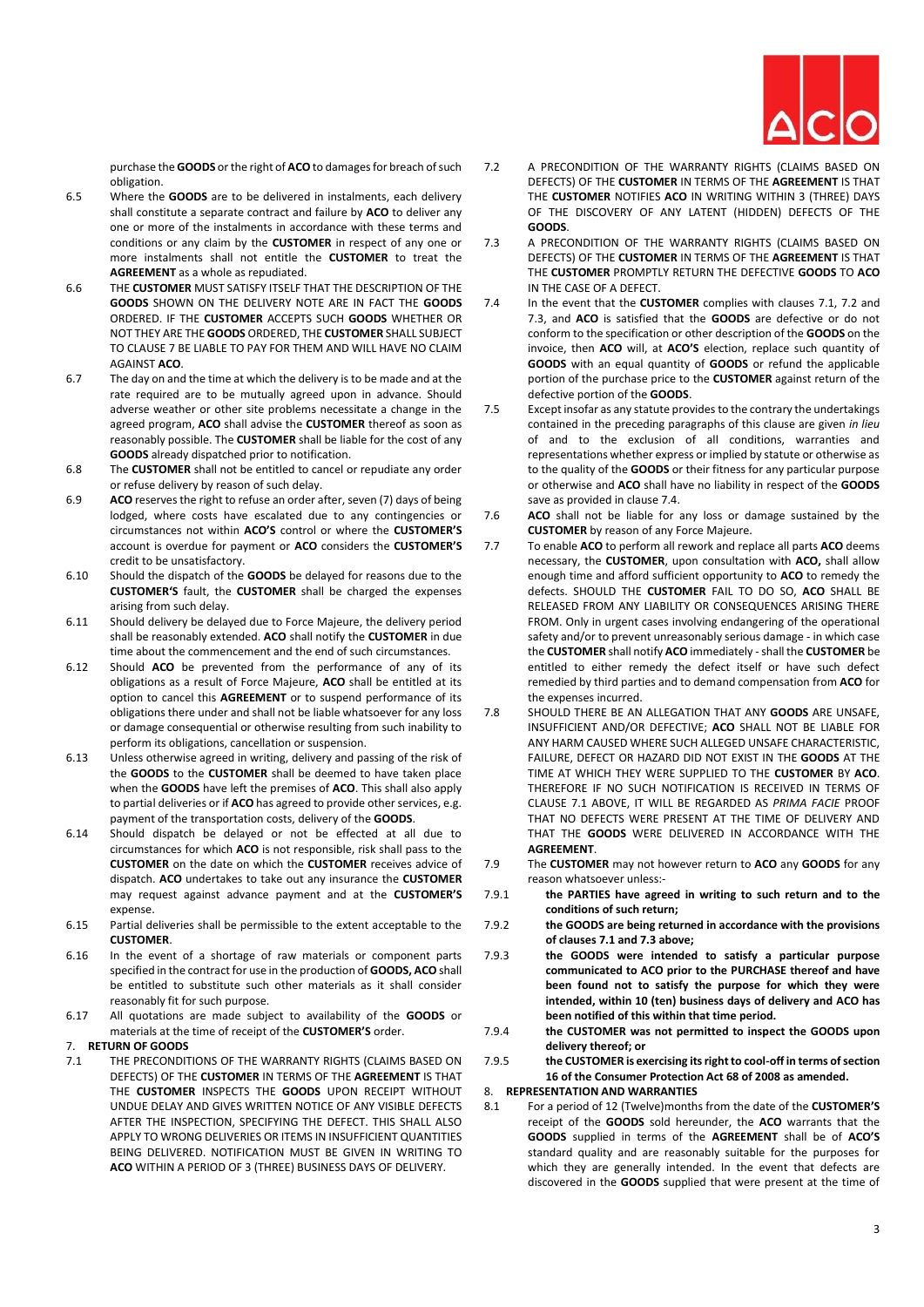purchase the **GOODS** or the right of **ACO** to damages for breach of such obligation.

6.5 Where the **GOODS** are to be delivered in instalments, each delivery shall constitute a separate contract and failure by **ACO** to deliver any one or more of the instalments in accordance with these terms and conditions or any claim by the **CUSTOMER** in respect of any one or more instalments shall not entitle the **CUSTOMER** to treat the **AGREEMENT** as a whole as repudiated.

6.6 THE **CUSTOMER** MUST SATISFY ITSELF THAT THE DESCRIPTION OF THE **GOODS** SHOWN ON THE DELIVERY NOTE ARE IN FACT THE **GOODS** ORDERED. IF THE **CUSTOMER** ACCEPTS SUCH **GOODS** WHETHER OR NOT THEY ARE THE **GOODS** ORDERED, THE **CUSTOMER** SHALL SUBJECT TO CLAUSE 7 BE LIABLE TO PAY FOR THEM AND WILL HAVE NO CLAIM AGAINST **ACO**.

6.7 The day on and the time at which the delivery is to be made and at the rate required are to be mutually agreed upon in advance. Should adverse weather or other site problems necessitate a change in the agreed program, **ACO** shall advise the **CUSTOMER** thereof as soon as reasonably possible. The **CUSTOMER** shall be liable for the cost of any **GOODS** already dispatched prior to notification.

6.8 The **CUSTOMER** shall not be entitled to cancel or repudiate any order or refuse delivery by reason of such delay.

6.9 **ACO** reserves the right to refuse an order after, seven (7) days of being lodged, where costs have escalated due to any contingencies or circumstances not within **ACO'S** control or where the **CUSTOMER'S** account is overdue for payment or **ACO** considers the **CUSTOMER'S** credit to be unsatisfactory.

6.10 Should the dispatch of the **GOODS** be delayed for reasons due to the **CUSTOMER'S** fault, the **CUSTOMER** shall be charged the expenses arising from such delay.

6.11 Should delivery be delayed due to Force Majeure, the delivery period shall be reasonably extended. **ACO** shall notify the **CUSTOMER** in due time about the commencement and the end of such circumstances.

6.12 Should **ACO** be prevented from the performance of any of its obligations as a result of Force Majeure, **ACO** shall be entitled at its option to cancel this **AGREEMENT** or to suspend performance of its obligations there under and shall not be liable whatsoever for any loss or damage consequential or otherwise resulting from such inability to perform its obligations, cancellation or suspension.

6.13 Unless otherwise agreed in writing, delivery and passing of the risk of the **GOODS** to the **CUSTOMER** shall be deemed to have taken place when the **GOODS** have left the premises of **ACO**. This shall also apply to partial deliveries or if **ACO** has agreed to provide other services, e.g. payment of the transportation costs, delivery of the **GOODS**.

6.14 Should dispatch be delayed or not be effected at all due to circumstances for which **ACO** is not responsible, risk shall pass to the **CUSTOMER** on the date on which the **CUSTOMER** receives advice of dispatch. **ACO** undertakes to take out any insurance the **CUSTOMER** may request against advance payment and at the **CUSTOMER'S** expense.

6.15 Partial deliveries shall be permissible to the extent acceptable to the **CUSTOMER**.

6.16 In the event of a shortage of raw materials or component parts specified in the contract for use in the production of **GOODS, ACO** shall be entitled to substitute such other materials as it shall consider reasonably fit for such purpose.

6.17 All quotations are made subject to availability of the **GOODS** or materials at the time of receipt of the **CUSTOMER'S** order.

## 7. RETURN OF GOODS

7.1 THE PRECONDITIONS OF THE WARRANTY RIGHTS (CLAIMS BASED ON DEFECTS) OF THE **CUSTOMER** IN TERMS OF THE **AGREEMENT** IS THAT THE **CUSTOMER** INSPECTS THE **GOODS** UPON RECEIPT WITHOUT UNDUE DELAY AND GIVES WRITTEN NOTICE OF ANY VISIBLE DEFECTS AFTER THE INSPECTION, SPECIFYING THE DEFECT. THIS SHALL ALSO APPLY TO WRONG DELIVERIES OR ITEMS IN INSUFFICIENT QUANTITIES BEING DELIVERED. NOTIFICATION MUST BE GIVEN IN WRITING TO **ACO** WITHIN A PERIOD OF 3 (THREE) BUSINESS DAYS OF DELIVERY.

7.2 A PRECONDITION OF THE WARRANTY RIGHTS (CLAIMS BASED ON DEFECTS) OF THE **CUSTOMER** IN TERMS OF THE **AGREEMENT** IS THAT THE **CUSTOMER** NOTIFIES **ACO** IN WRITING WITHIN 3 (THREE) DAYS OF THE DISCOVERY OF ANY LATENT (HIDDEN) DEFECTS OF THE **GOODS**.

7.3 A PRECONDITION OF THE WARRANTY RIGHTS (CLAIMS BASED ON DEFECTS) OF THE **CUSTOMER** IN TERMS OF THE **AGREEMENT** IS THAT THE **CUSTOMER** PROMPTLY RETURN THE DEFECTIVE **GOODS** TO **ACO** IN THE CASE OF A DEFECT.

7.4 In the event that the **CUSTOMER** complies with clauses 7.1, 7.2 and 7.3, and **ACO** is satisfied that the **GOODS** are defective or do not conform to the specification or other description of the **GOODS** on the invoice, then **ACO** will, at **ACO'S** election, replace such quantity of **GOODS** with an equal quantity of **GOODS** or refund the applicable portion of the purchase price to the **CUSTOMER** against return of the defective portion of the **GOODS**.

7.5 Except insofar as any statute provides to the contrary the undertakings contained in the preceding paragraphs of this clause are given *in lieu* of and to the exclusion of all conditions, warranties and representations whether express or implied by statute or otherwise as to the quality of the **GOODS** or their fitness for any particular purpose or otherwise and **ACO** shall have no liability in respect of the **GOODS** save as provided in clause 7.4.

7.6 **ACO** shall not be liable for any loss or damage sustained by the **CUSTOMER** by reason of any Force Majeure.

7.7 To enable **ACO** to perform all rework and replace all parts **ACO** deems necessary, the **CUSTOMER**, upon consultation with **ACO,** shall allow enough time and afford sufficient opportunity to **ACO** to remedy the defects. SHOULD THE **CUSTOMER** FAIL TO DO SO, **ACO** SHALL BE RELEASED FROM ANY LIABILITY OR CONSEQUENCES ARISING THERE FROM. Only in urgent cases involving endangering of the operational safety and/or to prevent unreasonably serious damage - in which case the **CUSTOMER** shall notify **ACO** immediately - shall the **CUSTOMER** be entitled to either remedy the defect itself or have such defect remedied by third parties and to demand compensation from **ACO** for the expenses incurred.

7.8 SHOULD THERE BE AN ALLEGATION THAT ANY **GOODS** ARE UNSAFE, INSUFFICIENT AND/OR DEFECTIVE; **ACO** SHALL NOT BE LIABLE FOR ANY HARM CAUSED WHERE SUCH ALLEGED UNSAFE CHARACTERISTIC, FAILURE, DEFECT OR HAZARD DID NOT EXIST IN THE **GOODS** AT THE TIME AT WHICH THEY WERE SUPPLIED TO THE **CUSTOMER** BY **ACO**. THEREFORE IF NO SUCH NOTIFICATION IS RECEIVED IN TERMS OF CLAUSE 7.1 ABOVE, IT WILL BE REGARDED AS *PRIMA FACIE* PROOF THAT NO DEFECTS WERE PRESENT AT THE TIME OF DELIVERY AND THAT THE **GOODS** WERE DELIVERED IN ACCORDANCE WITH THE **AGREEMENT**.

7.9 The **CUSTOMER** may not however return to **ACO** any **GOODS** for any reason whatsoever unless:-

7.9.1 **the PARTIES have agreed in writing to such return and to the conditions of such return;**

7.9.2 **the GOODS are being returned in accordance with the provisions of clauses 7.1 and 7.3 above;**

7.9.3 **the GOODS were intended to satisfy a particular purpose communicated to ACO prior to the PURCHASE thereof and have been found not to satisfy the purpose for which they were intended, within 10 (ten) business days of delivery and ACO has been notified of this within that time period.**

7.9.4 **the CUSTOMER was not permitted to inspect the GOODS upon delivery thereof; or**

7.9.5 **the CUSTOMER is exercising its right to cool-off in terms of section 16 of the Consumer Protection Act 68 of 2008 as amended.**

## 8. REPRESENTATION AND WARRANTIES

8.1 For a period of 12 (Twelve)months from the date of the **CUSTOMER'S** receipt of the **GOODS** sold hereunder, the **ACO** warrants that the **GOODS** supplied in terms of the **AGREEMENT** shall be of **ACO'S** standard quality and are reasonably suitable for the purposes for which they are generally intended. In the event that defects are discovered in the **GOODS** supplied that were present at the time of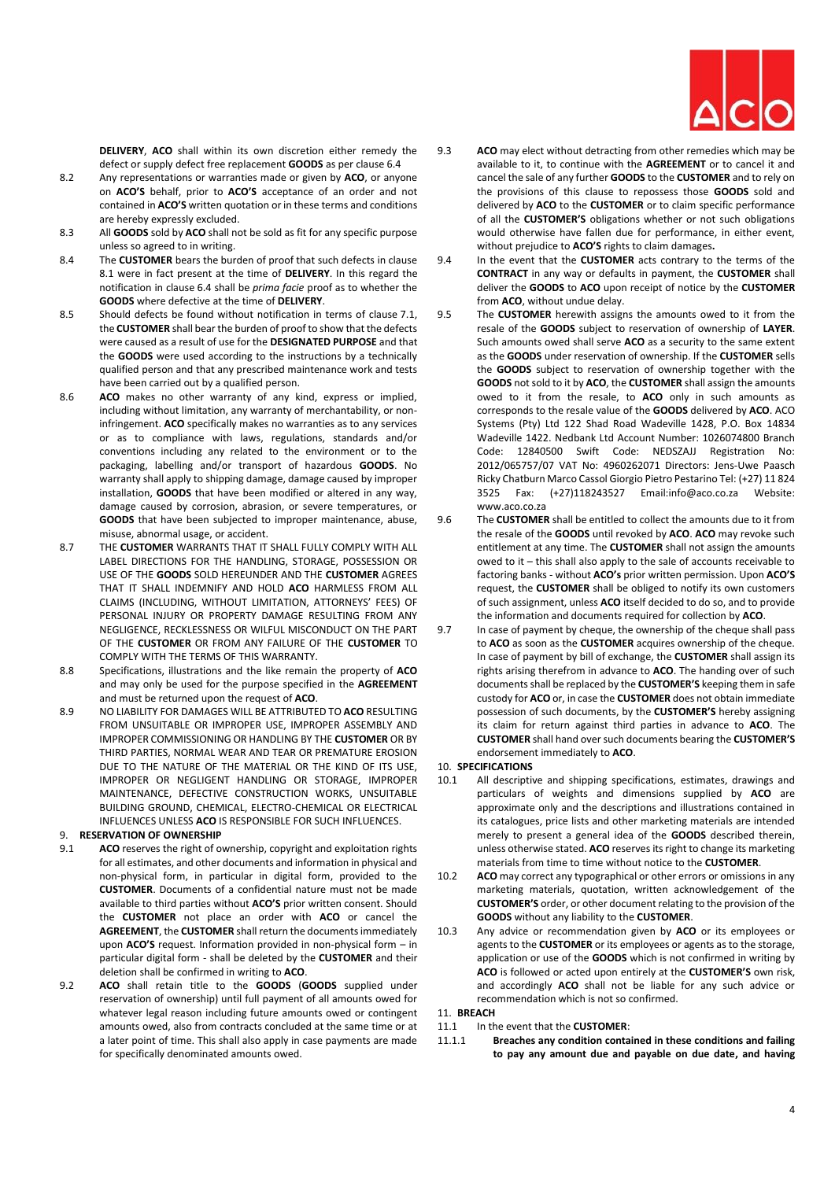**DELIVERY**, **ACO** shall within its own discretion either remedy the defect or supply defect free replacement **GOODS** as per clause 6.4

8.2 Any representations or warranties made or given by **ACO**, or anyone on **ACO'S** behalf, prior to **ACO'S** acceptance of an order and not contained in **ACO'S** written quotation or in these terms and conditions are hereby expressly excluded.

8.3 All **GOODS** sold by **ACO** shall not be sold as fit for any specific purpose unless so agreed to in writing.

8.4 The **CUSTOMER** bears the burden of proof that such defects in clause 8.1 were in fact present at the time of **DELIVERY**. In this regard the notification in clause 6.4 shall be *prima facie* proof as to whether the **GOODS** where defective at the time of **DELIVERY**.

8.5 Should defects be found without notification in terms of clause 7.1, the **CUSTOMER** shall bear the burden of proof to show that the defects were caused as a result of use for the **DESIGNATED PURPOSE** and that the **GOODS** were used according to the instructions by a technically qualified person and that any prescribed maintenance work and tests have been carried out by a qualified person.

8.6 **ACO** makes no other warranty of any kind, express or implied, including without limitation, any warranty of merchantability, or non-infringement. **ACO** specifically makes no warranties as to any services or as to compliance with laws, regulations, standards and/or conventions including any related to the environment or to the packaging, labelling and/or transport of hazardous **GOODS**. No warranty shall apply to shipping damage, damage caused by improper installation, **GOODS** that have been modified or altered in any way, damage caused by corrosion, abrasion, or severe temperatures, or **GOODS** that have been subjected to improper maintenance, abuse, misuse, abnormal usage, or accident.

8.7 THE **CUSTOMER** WARRANTS THAT IT SHALL FULLY COMPLY WITH ALL LABEL DIRECTIONS FOR THE HANDLING, STORAGE, POSSESSION OR USE OF THE **GOODS** SOLD HEREUNDER AND THE **CUSTOMER** AGREES THAT IT SHALL INDEMNIFY AND HOLD **ACO** HARMLESS FROM ALL CLAIMS (INCLUDING, WITHOUT LIMITATION, ATTORNEYS' FEES) OF PERSONAL INJURY OR PROPERTY DAMAGE RESULTING FROM ANY NEGLIGENCE, RECKLESSNESS OR WILFUL MISCONDUCT ON THE PART OF THE **CUSTOMER** OR FROM ANY FAILURE OF THE **CUSTOMER** TO COMPLY WITH THE TERMS OF THIS WARRANTY.

8.8 Specifications, illustrations and the like remain the property of **ACO** and may only be used for the purpose specified in the **AGREEMENT** and must be returned upon the request of **ACO**.

8.9 NO LIABILITY FOR DAMAGES WILL BE ATTRIBUTED TO **ACO** RESULTING FROM UNSUITABLE OR IMPROPER USE, IMPROPER ASSEMBLY AND IMPROPER COMMISSIONING OR HANDLING BY THE **CUSTOMER** OR BY THIRD PARTIES, NORMAL WEAR AND TEAR OR PREMATURE EROSION DUE TO THE NATURE OF THE MATERIAL OR THE KIND OF ITS USE, IMPROPER OR NEGLIGENT HANDLING OR STORAGE, IMPROPER MAINTENANCE, DEFECTIVE CONSTRUCTION WORKS, UNSUITABLE BUILDING GROUND, CHEMICAL, ELECTRO-CHEMICAL OR ELECTRICAL INFLUENCES UNLESS **ACO** IS RESPONSIBLE FOR SUCH INFLUENCES.

## 9. RESERVATION OF OWNERSHIP

9.1 **ACO** reserves the right of ownership, copyright and exploitation rights for all estimates, and other documents and information in physical and non-physical form, in particular in digital form, provided to the **CUSTOMER**. Documents of a confidential nature must not be made available to third parties without **ACO'S** prior written consent. Should the **CUSTOMER** not place an order with **ACO** or cancel the **AGREEMENT**, the **CUSTOMER** shall return the documents immediately upon **ACO'S** request. Information provided in non-physical form – in particular digital form - shall be deleted by the **CUSTOMER** and their deletion shall be confirmed in writing to **ACO**.

9.2 **ACO** shall retain title to the **GOODS** (**GOODS** supplied under reservation of ownership) until full payment of all amounts owed for whatever legal reason including future amounts owed or contingent amounts owed, also from contracts concluded at the same time or at a later point of time. This shall also apply in case payments are made for specifically denominated amounts owed.

9.3 **ACO** may elect without detracting from other remedies which may be available to it, to continue with the **AGREEMENT** or to cancel it and cancel the sale of any further **GOODS** to the **CUSTOMER** and to rely on the provisions of this clause to repossess those **GOODS** sold and delivered by **ACO** to the **CUSTOMER** or to claim specific performance of all the **CUSTOMER'S** obligations whether or not such obligations would otherwise have fallen due for performance, in either event, without prejudice to **ACO'S** rights to claim damages**.**

9.4 In the event that the **CUSTOMER** acts contrary to the terms of the **CONTRACT** in any way or defaults in payment, the **CUSTOMER** shall deliver the **GOODS** to **ACO** upon receipt of notice by the **CUSTOMER** from **ACO**, without undue delay.

9.5 The **CUSTOMER** herewith assigns the amounts owed to it from the resale of the **GOODS** subject to reservation of ownership of **LAYER**. Such amounts owed shall serve **ACO** as a security to the same extent as the **GOODS** under reservation of ownership. If the **CUSTOMER** sells the **GOODS** subject to reservation of ownership together with the **GOODS** not sold to it by **ACO**, the **CUSTOMER** shall assign the amounts owed to it from the resale, to **ACO** only in such amounts as corresponds to the resale value of the **GOODS** delivered by **ACO**. ACO Systems (Pty) Ltd 122 Shad Road Wadeville 1428, P.O. Box 14834 Wadeville 1422. Nedbank Ltd Account Number: 1026074800 Branch Code: 12840500 Swift Code: NEDSZAJJ Registration No: 2012/065757/07 VAT No: 4960262071 Directors: Jens-Uwe Paasch Ricky Chatburn Marco Cassol Giorgio Pietro Pestarino Tel: (+27) 11 824 3525 Fax: (+27)118243527 Email:info@aco.co.za Website: www.aco.co.za

9.6 The **CUSTOMER** shall be entitled to collect the amounts due to it from the resale of the **GOODS** until revoked by **ACO**. **ACO** may revoke such entitlement at any time. The **CUSTOMER** shall not assign the amounts owed to it – this shall also apply to the sale of accounts receivable to factoring banks - without **ACO's** prior written permission. Upon **ACO'S** request, the **CUSTOMER** shall be obliged to notify its own customers of such assignment, unless **ACO** itself decided to do so, and to provide the information and documents required for collection by **ACO**.

9.7 In case of payment by cheque, the ownership of the cheque shall pass to **ACO** as soon as the **CUSTOMER** acquires ownership of the cheque. In case of payment by bill of exchange, the **CUSTOMER** shall assign its rights arising therefrom in advance to **ACO**. The handing over of such documents shall be replaced by the **CUSTOMER'S** keeping them in safe custody for **ACO** or, in case the **CUSTOMER** does not obtain immediate possession of such documents, by the **CUSTOMER'S** hereby assigning its claim for return against third parties in advance to **ACO**. The **CUSTOMER** shall hand over such documents bearing the **CUSTOMER'S** endorsement immediately to **ACO**.

## 10. SPECIFICATIONS

10.1 All descriptive and shipping specifications, estimates, drawings and particulars of weights and dimensions supplied by **ACO** are approximate only and the descriptions and illustrations contained in its catalogues, price lists and other marketing materials are intended merely to present a general idea of the **GOODS** described therein, unless otherwise stated. **ACO** reserves its right to change its marketing materials from time to time without notice to the **CUSTOMER**.

10.2 **ACO** may correct any typographical or other errors or omissions in any marketing materials, quotation, written acknowledgement of the **CUSTOMER'S** order, or other document relating to the provision of the **GOODS** without any liability to the **CUSTOMER**.

10.3 Any advice or recommendation given by **ACO** or its employees or agents to the **CUSTOMER** or its employees or agents as to the storage, application or use of the **GOODS** which is not confirmed in writing by **ACO** is followed or acted upon entirely at the **CUSTOMER'S** own risk, and accordingly **ACO** shall not be liable for any such advice or recommendation which is not so confirmed.

## 11. BREACH

11.1 In the event that the **CUSTOMER**:

11.1.1 **Breaches any condition contained in these conditions and failing to pay any amount due and payable on due date, and having**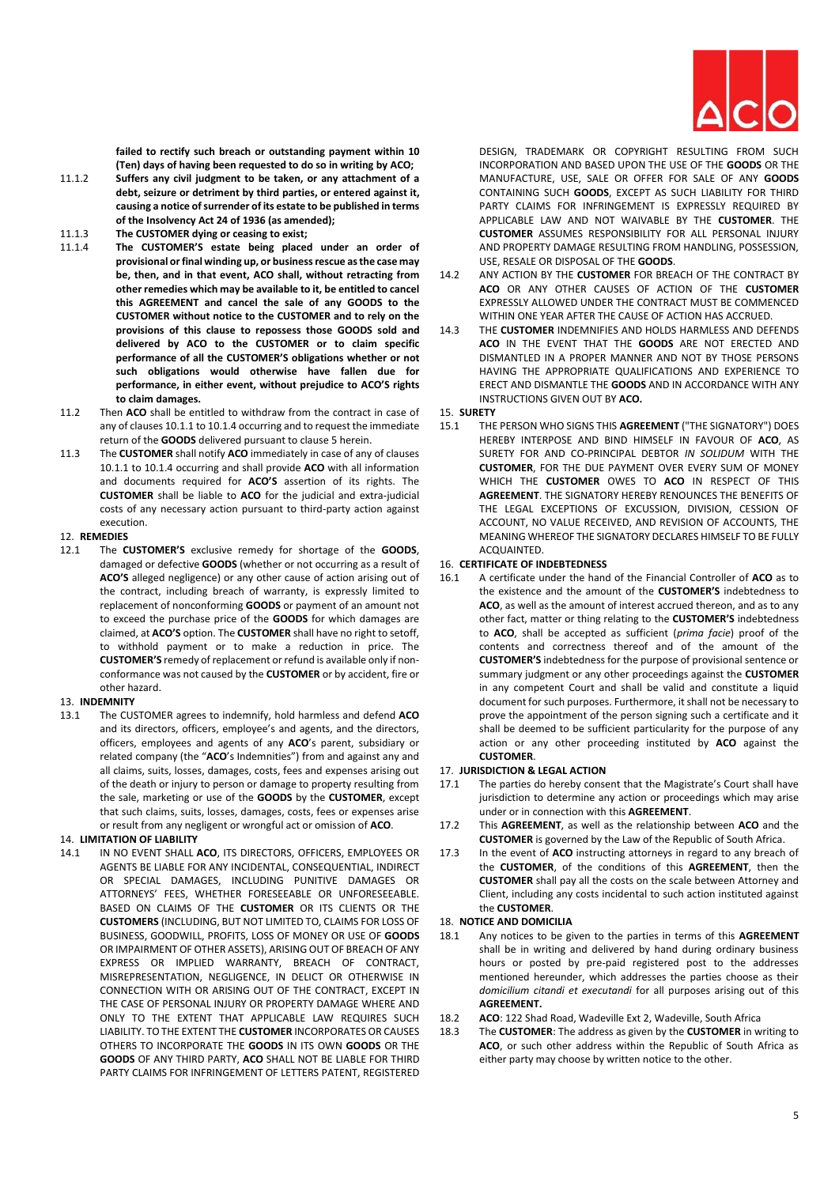**failed to rectify such breach or outstanding payment within 10 (Ten) days of having been requested to do so in writing by ACO;**

11.1.2 **Suffers any civil judgment to be taken, or any attachment of a debt, seizure or detriment by third parties, or entered against it, causing a notice of surrender of its estate to be published in terms of the Insolvency Act 24 of 1936 (as amended);**

11.1.3 **The CUSTOMER dying or ceasing to exist;**

11.1.4 **The CUSTOMER'S estate being placed under an order of provisional or final winding up, or business rescue as the case may be, then, and in that event, ACO shall, without retracting from other remedies which may be available to it, be entitled to cancel this AGREEMENT and cancel the sale of any GOODS to the CUSTOMER without notice to the CUSTOMER and to rely on the provisions of this clause to repossess those GOODS sold and delivered by ACO to the CUSTOMER or to claim specific performance of all the CUSTOMER'S obligations whether or not such obligations would otherwise have fallen due for performance, in either event, without prejudice to ACO'S rights to claim damages.**

11.2 Then **ACO** shall be entitled to withdraw from the contract in case of any of clauses 10.1.1 to 10.1.4 occurring and to request the immediate return of the **GOODS** delivered pursuant to clause 5 herein.

11.3 The **CUSTOMER** shall notify **ACO** immediately in case of any of clauses 10.1.1 to 10.1.4 occurring and shall provide **ACO** with all information and documents required for **ACO'S** assertion of its rights. The **CUSTOMER** shall be liable to **ACO** for the judicial and extra-judicial costs of any necessary action pursuant to third-party action against execution.

12. **REMEDIES**

12.1 The **CUSTOMER'S** exclusive remedy for shortage of the **GOODS**, damaged or defective **GOODS** (whether or not occurring as a result of **ACO'S** alleged negligence) or any other cause of action arising out of the contract, including breach of warranty, is expressly limited to replacement of nonconforming **GOODS** or payment of an amount not to exceed the purchase price of the **GOODS** for which damages are claimed, at **ACO'S** option. The **CUSTOMER** shall have no right to setoff, to withhold payment or to make a reduction in price. The **CUSTOMER'S** remedy of replacement or refund is available only if non-conformance was not caused by the **CUSTOMER** or by accident, fire or other hazard.

13. **INDEMNITY**

13.1 The CUSTOMER agrees to indemnify, hold harmless and defend **ACO** and its directors, officers, employee's and agents, and the directors, officers, employees and agents of any **ACO**'s parent, subsidiary or related company (the "**ACO**'s Indemnities") from and against any and all claims, suits, losses, damages, costs, fees and expenses arising out of the death or injury to person or damage to property resulting from the sale, marketing or use of the **GOODS** by the **CUSTOMER**, except that such claims, suits, losses, damages, costs, fees or expenses arise or result from any negligent or wrongful act or omission of **ACO**.

14. **LIMITATION OF LIABILITY**

14.1 IN NO EVENT SHALL **ACO**, ITS DIRECTORS, OFFICERS, EMPLOYEES OR AGENTS BE LIABLE FOR ANY INCIDENTAL, CONSEQUENTIAL, INDIRECT OR SPECIAL DAMAGES, INCLUDING PUNITIVE DAMAGES OR ATTORNEYS' FEES, WHETHER FORESEEABLE OR UNFORESEEABLE. BASED ON CLAIMS OF THE **CUSTOMER** OR ITS CLIENTS OR THE **CUSTOMERS** (INCLUDING, BUT NOT LIMITED TO, CLAIMS FOR LOSS OF BUSINESS, GOODWILL, PROFITS, LOSS OF MONEY OR USE OF **GOODS** OR IMPAIRMENT OF OTHER ASSETS), ARISING OUT OF BREACH OF ANY EXPRESS OR IMPLIED WARRANTY, BREACH OF CONTRACT, MISREPRESENTATION, NEGLIGENCE, IN DELICT OR OTHERWISE IN CONNECTION WITH OR ARISING OUT OF THE CONTRACT, EXCEPT IN THE CASE OF PERSONAL INJURY OR PROPERTY DAMAGE WHERE AND ONLY TO THE EXTENT THAT APPLICABLE LAW REQUIRES SUCH LIABILITY. TO THE EXTENT THE **CUSTOMER** INCORPORATES OR CAUSES OTHERS TO INCORPORATE THE **GOODS** IN ITS OWN **GOODS** OR THE **GOODS** OF ANY THIRD PARTY, **ACO** SHALL NOT BE LIABLE FOR THIRD PARTY CLAIMS FOR INFRINGEMENT OF LETTERS PATENT, REGISTERED DESIGN, TRADEMARK OR COPYRIGHT RESULTING FROM SUCH INCORPORATION AND BASED UPON THE USE OF THE **GOODS** OR THE MANUFACTURE, USE, SALE OR OFFER FOR SALE OF ANY **GOODS** CONTAINING SUCH **GOODS**, EXCEPT AS SUCH LIABILITY FOR THIRD PARTY CLAIMS FOR INFRINGEMENT IS EXPRESSLY REQUIRED BY APPLICABLE LAW AND NOT WAIVABLE BY THE **CUSTOMER**. THE **CUSTOMER** ASSUMES RESPONSIBILITY FOR ALL PERSONAL INJURY AND PROPERTY DAMAGE RESULTING FROM HANDLING, POSSESSION, USE, RESALE OR DISPOSAL OF THE **GOODS**.

14.2 ANY ACTION BY THE **CUSTOMER** FOR BREACH OF THE CONTRACT BY **ACO** OR ANY OTHER CAUSES OF ACTION OF THE **CUSTOMER** EXPRESSLY ALLOWED UNDER THE CONTRACT MUST BE COMMENCED WITHIN ONE YEAR AFTER THE CAUSE OF ACTION HAS ACCRUED.

14.3 THE **CUSTOMER** INDEMNIFIES AND HOLDS HARMLESS AND DEFENDS **ACO** IN THE EVENT THAT THE **GOODS** ARE NOT ERECTED AND DISMANTLED IN A PROPER MANNER AND NOT BY THOSE PERSONS HAVING THE APPROPRIATE QUALIFICATIONS AND EXPERIENCE TO ERECT AND DISMANTLE THE **GOODS** AND IN ACCORDANCE WITH ANY INSTRUCTIONS GIVEN OUT BY **ACO.**

15. **SURETY**

15.1 THE PERSON WHO SIGNS THIS **AGREEMENT** ("THE SIGNATORY") DOES HEREBY INTERPOSE AND BIND HIMSELF IN FAVOUR OF **ACO**, AS SURETY FOR AND CO-PRINCIPAL DEBTOR *IN SOLIDUM* WITH THE **CUSTOMER**, FOR THE DUE PAYMENT OVER EVERY SUM OF MONEY WHICH THE **CUSTOMER** OWES TO **ACO** IN RESPECT OF THIS **AGREEMENT**. THE SIGNATORY HEREBY RENOUNCES THE BENEFITS OF THE LEGAL EXCEPTIONS OF EXCUSSION, DIVISION, CESSION OF ACCOUNT, NO VALUE RECEIVED, AND REVISION OF ACCOUNTS, THE MEANING WHEREOF THE SIGNATORY DECLARES HIMSELF TO BE FULLY ACQUAINTED.

16. **CERTIFICATE OF INDEBTEDNESS**

16.1 A certificate under the hand of the Financial Controller of **ACO** as to the existence and the amount of the **CUSTOMER'S** indebtedness to **ACO**, as well as the amount of interest accrued thereon, and as to any other fact, matter or thing relating to the **CUSTOMER'S** indebtedness to **ACO**, shall be accepted as sufficient (*prima facie*) proof of the contents and correctness thereof and of the amount of the **CUSTOMER'S** indebtedness for the purpose of provisional sentence or summary judgment or any other proceedings against the **CUSTOMER** in any competent Court and shall be valid and constitute a liquid document for such purposes. Furthermore, it shall not be necessary to prove the appointment of the person signing such a certificate and it shall be deemed to be sufficient particularity for the purpose of any action or any other proceeding instituted by **ACO** against the **CUSTOMER**.

17. **JURISDICTION & LEGAL ACTION**

17.1 The parties do hereby consent that the Magistrate's Court shall have jurisdiction to determine any action or proceedings which may arise under or in connection with this **AGREEMENT**.

17.2 This **AGREEMENT**, as well as the relationship between **ACO** and the **CUSTOMER** is governed by the Law of the Republic of South Africa.

17.3 In the event of **ACO** instructing attorneys in regard to any breach of the **CUSTOMER**, of the conditions of this **AGREEMENT**, then the **CUSTOMER** shall pay all the costs on the scale between Attorney and Client, including any costs incidental to such action instituted against the **CUSTOMER**.

18. **NOTICE AND DOMICILIA**

18.1 Any notices to be given to the parties in terms of this **AGREEMENT** shall be in writing and delivered by hand during ordinary business hours or posted by pre-paid registered post to the addresses mentioned hereunder, which addresses the parties choose as their *domicilium citandi et executandi* for all purposes arising out of this **AGREEMENT.**

18.2 **ACO**: 122 Shad Road, Wadeville Ext 2, Wadeville, South Africa

18.3 The **CUSTOMER**: The address as given by the **CUSTOMER** in writing to **ACO**, or such other address within the Republic of South Africa as either party may choose by written notice to the other.